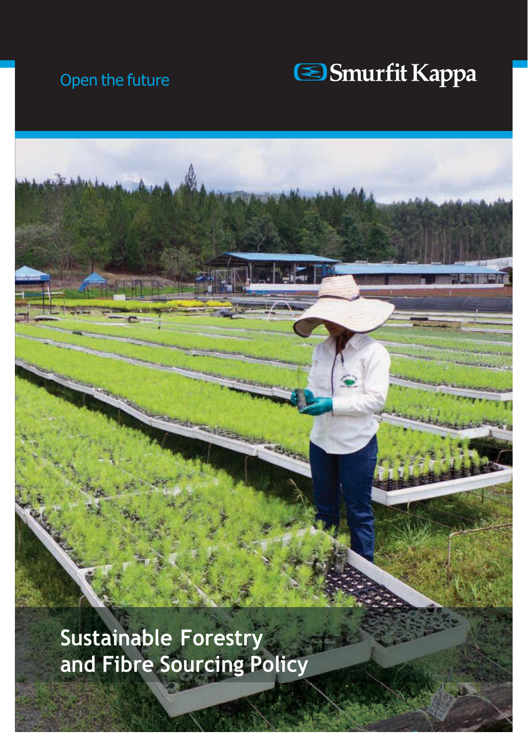Open the future

Smurfit Kappa

# Sustainable Forestry and Fibre Sourcing Policy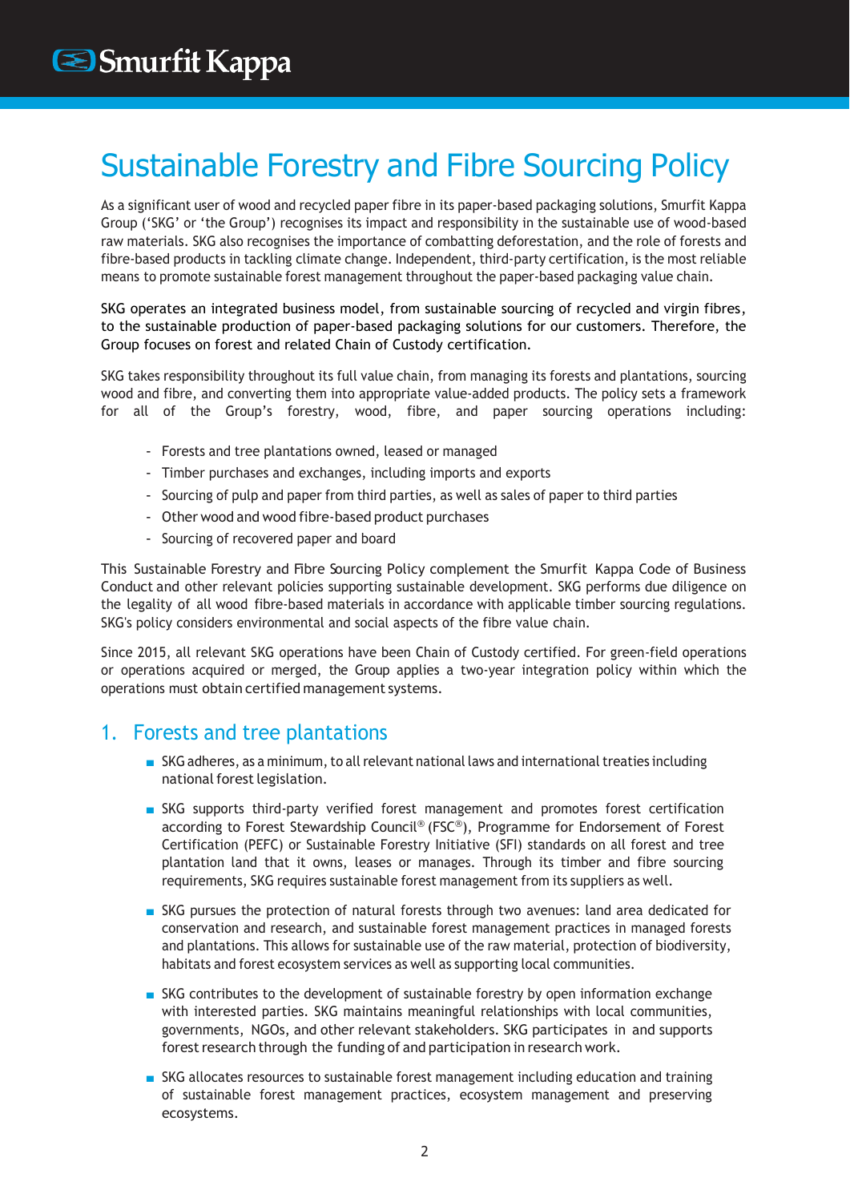# Sustainable Forestry and Fibre Sourcing Policy

As a significant user of wood and recycled paper fibre in its paper-based packaging solutions, Smurfit Kappa Group ('SKG' or 'the Group') recognises its impact and responsibility in the sustainable use of wood-based raw materials. SKG also recognises the importance of combatting deforestation, and the role of forests and fibre-based products in tackling climate change. Independent, third-party certification, is the most reliable means to promote sustainable forest management throughout the paper-based packaging value chain.

SKG operates an integrated business model, from sustainable sourcing of recycled and virgin fibres, to the sustainable production of paper-based packaging solutions for our customers. Therefore, the Group focuses on forest and related Chain of Custody certification.

SKG takes responsibility throughout its full value chain, from managing its forests and plantations, sourcing wood and fibre, and converting them into appropriate value-added products. The policy sets a framework for all of the Group's forestry, wood, fibre, and paper sourcing operations including:

- Forests and tree plantations owned, leased or managed
- Timber purchases and exchanges, including imports and exports
- Sourcing of pulp and paper from third parties, as well as sales of paper to third parties
- Other wood and wood fibre-based product purchases
- Sourcing of recovered paper and board

This Sustainable Forestry and Fibre Sourcing Policy complement the Smurfit Kappa Code of Business Conduct and other relevant policies supporting sustainable development. SKG performs due diligence on the legality of all wood fibre-based materials in accordance with applicable timber sourcing regulations. SKG's policy considers environmental and social aspects of the fibre value chain.

Since 2015, all relevant SKG operations have been Chain of Custody certified. For green-field operations or operations acquired or merged, the Group applies a two-year integration policy within which the operations must obtain certified management systems.

## 1. Forests and tree plantations

- SKG adheres, as a minimum, to all relevant national laws and international treaties including national forest legislation.
- SKG supports third-party verified forest management and promotes forest certification according to Forest Stewardship Council® (FSC®), Programme for Endorsement of Forest Certification (PEFC) or Sustainable Forestry Initiative (SFI) standards on all forest and tree plantation land that it owns, leases or manages. Through its timber and fibre sourcing requirements, SKG requires sustainable forest management from its suppliers as well.
- SKG pursues the protection of natural forests through two avenues: land area dedicated for conservation and research, and sustainable forest management practices in managed forests and plantations. This allows for sustainable use of the raw material, protection of biodiversity, habitats and forest ecosystem services as well as supporting local communities.
- SKG contributes to the development of sustainable forestry by open information exchange with interested parties. SKG maintains meaningful relationships with local communities, governments, NGOs, and other relevant stakeholders. SKG participates in and supports forest research through the funding of and participation in research work.
- SKG allocates resources to sustainable forest management including education and training of sustainable forest management practices, ecosystem management and preserving ecosystems.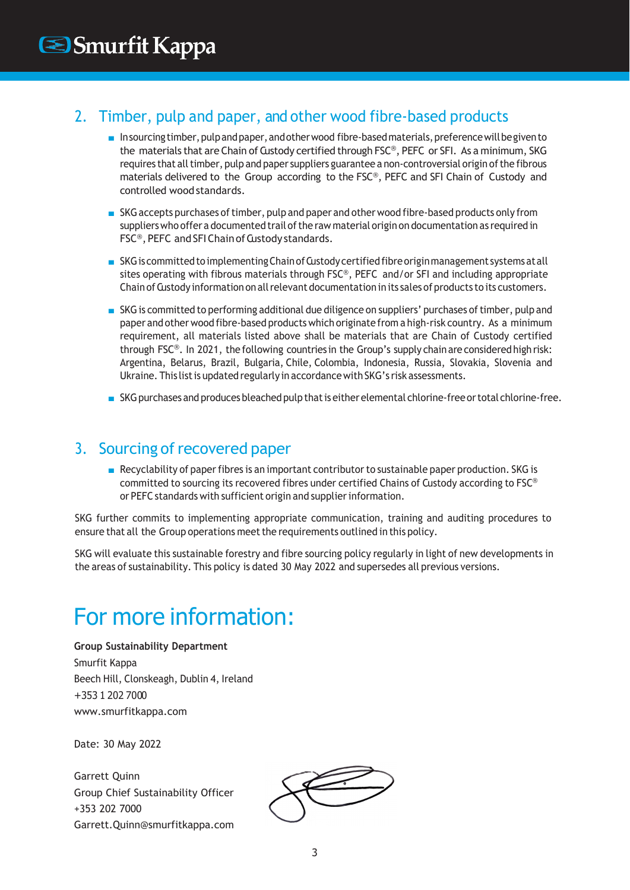## 2. Timber, pulp and paper, and other wood fibre-based products

- In sourcing timber, pulp and paper, and other wood fibre-based materials, preference will be given to the materials that are Chain of Custody certified through FSC®, PEFC or SFI. As a minimum, SKG requires that all timber, pulp and paper suppliers guarantee a non-controversial origin of the fibrous materials delivered to the Group according to the FSC®, PEFC and SFI Chain of Custody and controlled wood standards.
- SKG accepts purchases of timber, pulp and paper and other wood fibre-based products only from suppliers who offer a documented trail of the raw material origin on documentation as required in FSC®, PEFC and SFI Chain of Custody standards.
- SKG is committed to implementing Chain of Custody certified fibre origin management systems at all sites operating with fibrous materials through FSC®, PEFC and/or SFI and including appropriate Chain of Custody information on all relevant documentation in its sales of products to its customers.
- SKG is committed to performing additional due diligence on suppliers' purchases of timber, pulp and paper and other wood fibre-based products which originate from a high-risk country. As a minimum requirement, all materials listed above shall be materials that are Chain of Custody certified through FSC®. In 2021, the following countries in the Group's supply chain are considered high risk: Argentina, Belarus, Brazil, Bulgaria, Chile, Colombia, Indonesia, Russia, Slovakia, Slovenia and Ukraine. This list is updated regularly in accordance with SKG's risk assessments.
- SKG purchases and produces bleached pulp that is either elemental chlorine-free or total chlorine-free.

## 3. Sourcing of recovered paper

- Recyclability of paper fibres is an important contributor to sustainable paper production. SKG is committed to sourcing its recovered fibres under certified Chains of Custody according to FSC® or PEFC standards with sufficient origin and supplier information.

SKG further commits to implementing appropriate communication, training and auditing procedures to ensure that all the Group operations meet the requirements outlined in this policy.

SKG will evaluate this sustainable forestry and fibre sourcing policy regularly in light of new developments in the areas of sustainability. This policy is dated 30 May 2022 and supersedes all previous versions.

# For more information:

**Group Sustainability Department**
Smurfit Kappa
Beech Hill, Clonskeagh, Dublin 4, Ireland
+353 1 202 7000
www.smurfitkappa.com

Date: 30 May 2022

Garrett Quinn
Group Chief Sustainability Officer
+353 202 7000
Garrett.Quinn@smurfitkappa.com